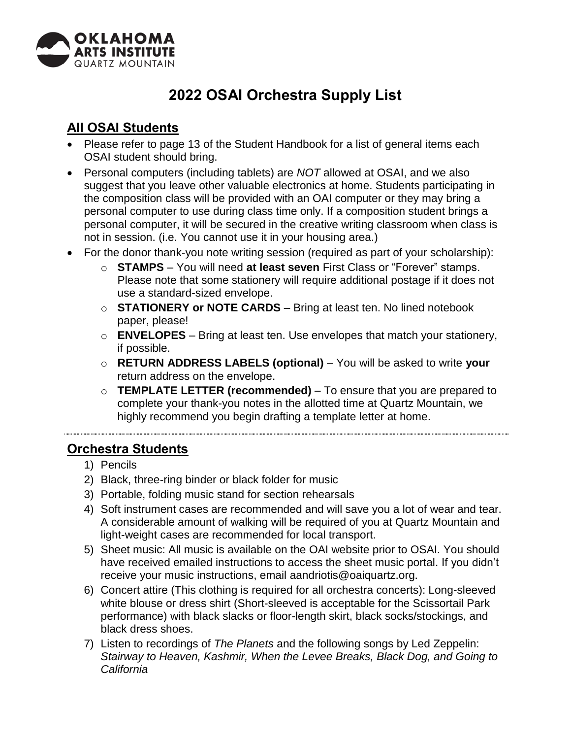OKLAHOMA ARTS INSTITUTE
QUARTZ MOUNTAIN

# 2022 OSAI Orchestra Supply List

## All OSAI Students

- Please refer to page 13 of the Student Handbook for a list of general items each OSAI student should bring.
- Personal computers (including tablets) are *NOT* allowed at OSAI, and we also suggest that you leave other valuable electronics at home. Students participating in the composition class will be provided with an OAI computer or they may bring a personal computer to use during class time only. If a composition student brings a personal computer, it will be secured in the creative writing classroom when class is not in session. (i.e. You cannot use it in your housing area.)
- For the donor thank-you note writing session (required as part of your scholarship):
  - **STAMPS** – You will need **at least seven** First Class or "Forever" stamps. Please note that some stationery will require additional postage if it does not use a standard-sized envelope.
  - **STATIONERY or NOTE CARDS** – Bring at least ten. No lined notebook paper, please!
  - **ENVELOPES** – Bring at least ten. Use envelopes that match your stationery, if possible.
  - **RETURN ADDRESS LABELS (optional)** – You will be asked to write **your** return address on the envelope.
  - **TEMPLATE LETTER (recommended)** – To ensure that you are prepared to complete your thank-you notes in the allotted time at Quartz Mountain, we highly recommend you begin drafting a template letter at home.

---

## Orchestra Students

1) Pencils
2) Black, three-ring binder or black folder for music
3) Portable, folding music stand for section rehearsals
4) Soft instrument cases are recommended and will save you a lot of wear and tear. A considerable amount of walking will be required of you at Quartz Mountain and light-weight cases are recommended for local transport.
5) Sheet music: All music is available on the OAI website prior to OSAI. You should have received emailed instructions to access the sheet music portal. If you didn't receive your music instructions, email aandriotis@oaiquartz.org.
6) Concert attire (This clothing is required for all orchestra concerts): Long-sleeved white blouse or dress shirt (Short-sleeved is acceptable for the Scissortail Park performance) with black slacks or floor-length skirt, black socks/stockings, and black dress shoes.
7) Listen to recordings of *The Planets* and the following songs by Led Zeppelin: *Stairway to Heaven, Kashmir, When the Levee Breaks, Black Dog, and Going to California*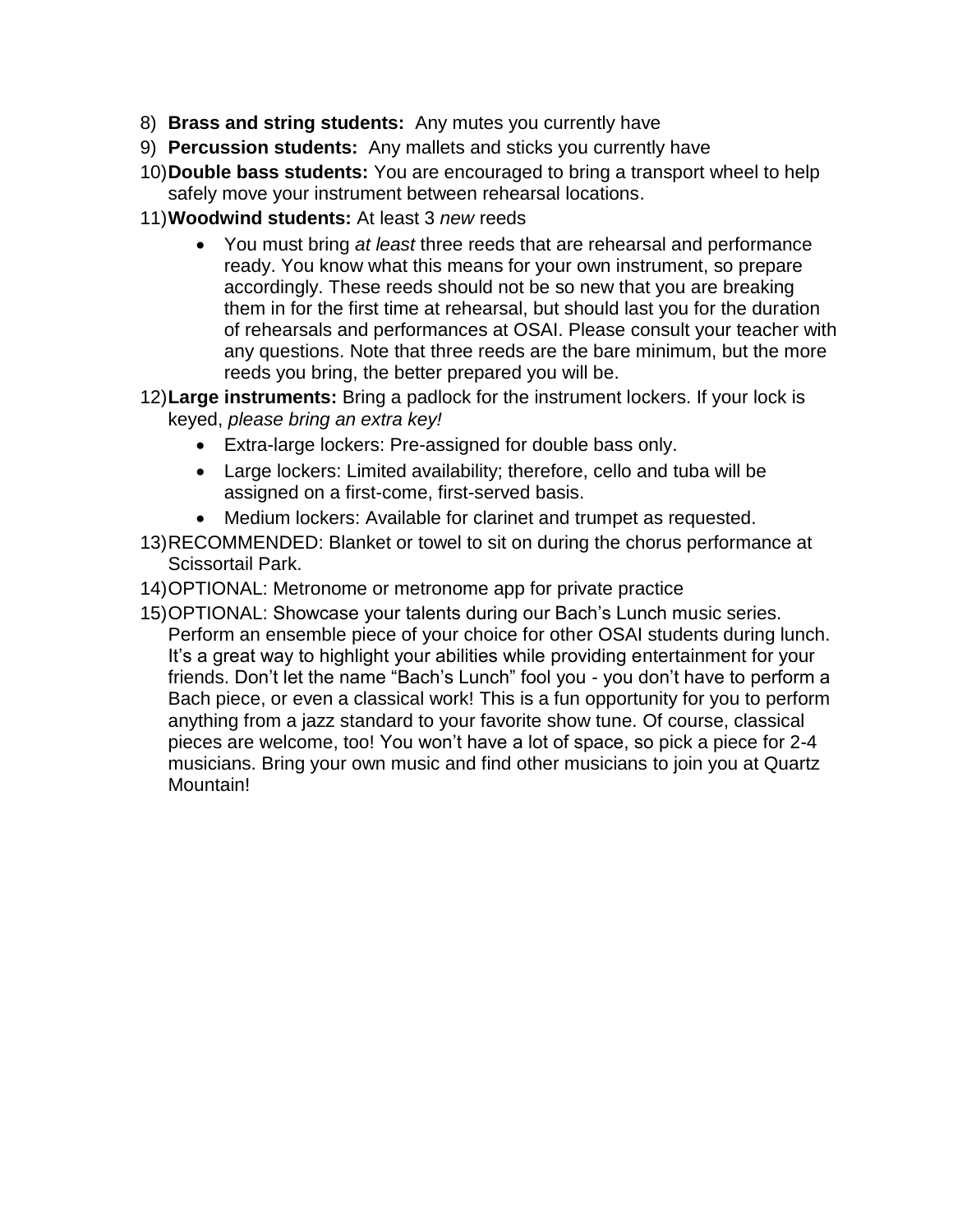8) **Brass and string students:** Any mutes you currently have
9) **Percussion students:** Any mallets and sticks you currently have
10) **Double bass students:** You are encouraged to bring a transport wheel to help safely move your instrument between rehearsal locations.
11) **Woodwind students:** At least 3 *new* reeds
    - You must bring *at least* three reeds that are rehearsal and performance ready. You know what this means for your own instrument, so prepare accordingly. These reeds should not be so new that you are breaking them in for the first time at rehearsal, but should last you for the duration of rehearsals and performances at OSAI. Please consult your teacher with any questions. Note that three reeds are the bare minimum, but the more reeds you bring, the better prepared you will be.
12) **Large instruments:** Bring a padlock for the instrument lockers. If your lock is keyed, *please bring an extra key!*
    - Extra-large lockers: Pre-assigned for double bass only.
    - Large lockers: Limited availability; therefore, cello and tuba will be assigned on a first-come, first-served basis.
    - Medium lockers: Available for clarinet and trumpet as requested.
13) RECOMMENDED: Blanket or towel to sit on during the chorus performance at Scissortail Park.
14) OPTIONAL: Metronome or metronome app for private practice
15) OPTIONAL: Showcase your talents during our Bach's Lunch music series. Perform an ensemble piece of your choice for other OSAI students during lunch. It's a great way to highlight your abilities while providing entertainment for your friends. Don't let the name "Bach's Lunch" fool you - you don't have to perform a Bach piece, or even a classical work! This is a fun opportunity for you to perform anything from a jazz standard to your favorite show tune. Of course, classical pieces are welcome, too! You won't have a lot of space, so pick a piece for 2-4 musicians. Bring your own music and find other musicians to join you at Quartz Mountain!